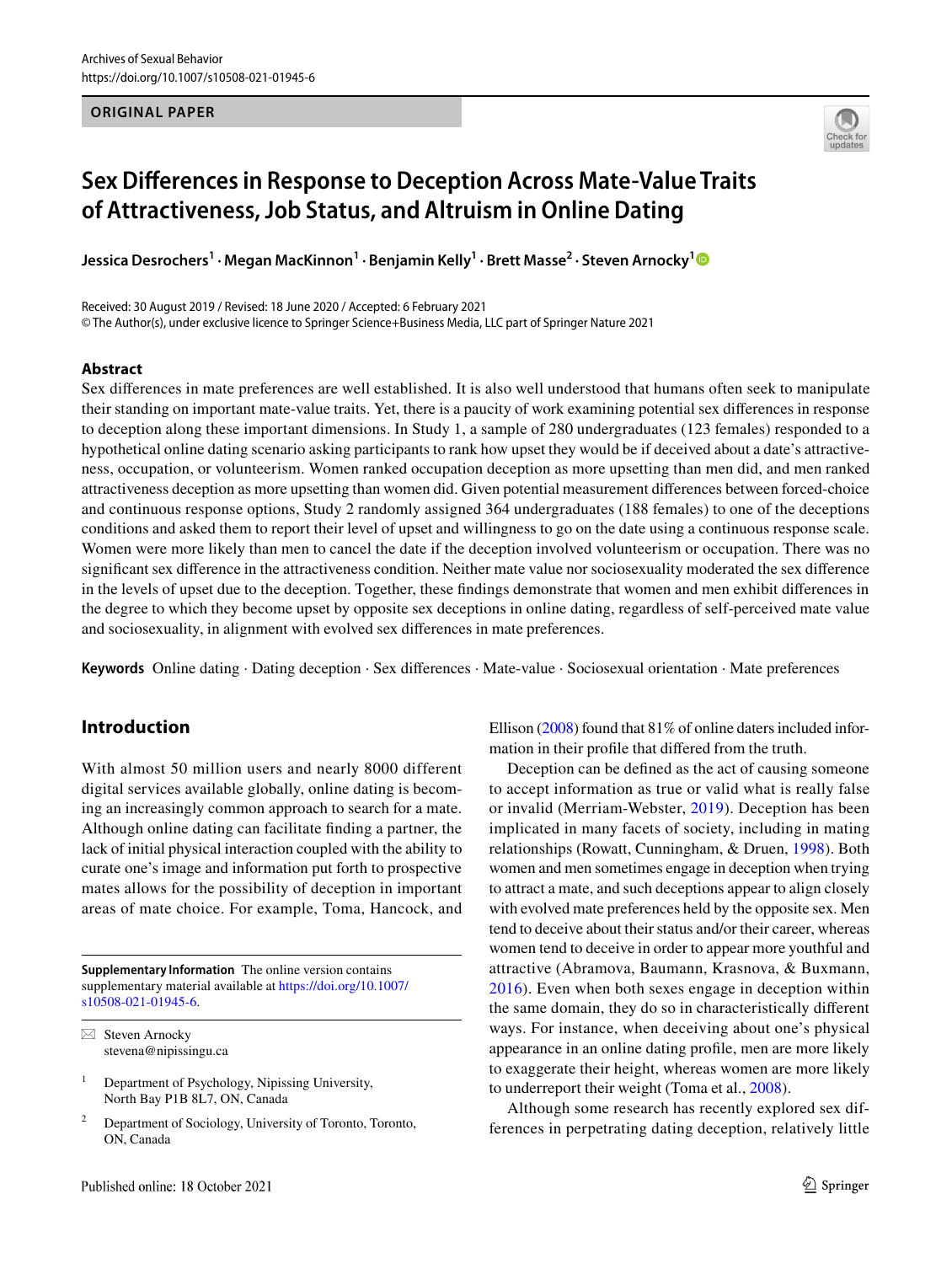ORIGINAL PAPER

# Sex Differences in Response to Deception Across Mate-Value Traits of Attractiveness, Job Status, and Altruism in Online Dating

**Jessica Desrochers[1] · Megan MacKinnon[1] · Benjamin Kelly[1] · Brett Masse[2] · Steven Arnocky[1]**

Received: 30 August 2019 / Revised: 18 June 2020 / Accepted: 6 February 2021
© The Author(s), under exclusive licence to Springer Science+Business Media, LLC part of Springer Nature 2021

## Abstract

Sex differences in mate preferences are well established. It is also well understood that humans often seek to manipulate their standing on important mate-value traits. Yet, there is a paucity of work examining potential sex differences in response to deception along these important dimensions. In Study 1, a sample of 280 undergraduates (123 females) responded to a hypothetical online dating scenario asking participants to rank how upset they would be if deceived about a date's attractiveness, occupation, or volunteerism. Women ranked occupation deception as more upsetting than men did, and men ranked attractiveness deception as more upsetting than women did. Given potential measurement differences between forced-choice and continuous response options, Study 2 randomly assigned 364 undergraduates (188 females) to one of the deceptions conditions and asked them to report their level of upset and willingness to go on the date using a continuous response scale. Women were more likely than men to cancel the date if the deception involved volunteerism or occupation. There was no significant sex difference in the attractiveness condition. Neither mate value nor sociosexuality moderated the sex difference in the levels of upset due to the deception. Together, these findings demonstrate that women and men exhibit differences in the degree to which they become upset by opposite sex deceptions in online dating, regardless of self-perceived mate value and sociosexuality, in alignment with evolved sex differences in mate preferences.

**Keywords** Online dating · Dating deception · Sex differences · Mate-value · Sociosexual orientation · Mate preferences

## Introduction

With almost 50 million users and nearly 8000 different digital services available globally, online dating is becoming an increasingly common approach to search for a mate. Although online dating can facilitate finding a partner, the lack of initial physical interaction coupled with the ability to curate one's image and information put forth to prospective mates allows for the possibility of deception in important areas of mate choice. For example, Toma, Hancock, and Ellison (2008) found that 81% of online daters included information in their profile that differed from the truth.

Deception can be defined as the act of causing someone to accept information as true or valid what is really false or invalid (Merriam-Webster, 2019). Deception has been implicated in many facets of society, including in mating relationships (Rowatt, Cunningham, & Druen, 1998). Both women and men sometimes engage in deception when trying to attract a mate, and such deceptions appear to align closely with evolved mate preferences held by the opposite sex. Men tend to deceive about their status and/or their career, whereas women tend to deceive in order to appear more youthful and attractive (Abramova, Baumann, Krasnova, & Buxmann, 2016). Even when both sexes engage in deception within the same domain, they do so in characteristically different ways. For instance, when deceiving about one's physical appearance in an online dating profile, men are more likely to exaggerate their height, whereas women are more likely to underreport their weight (Toma et al., 2008).

Although some research has recently explored sex differences in perpetrating dating deception, relatively little

---

**Supplementary Information** The online version contains supplementary material available at https://doi.org/10.1007/s10508-021-01945-6.

✉ Steven Arnocky
stevena@nipissingu.ca

[1] Department of Psychology, Nipissing University, North Bay P1B 8L7, ON, Canada

[2] Department of Sociology, University of Toronto, Toronto, ON, Canada

Published online: 18 October 2021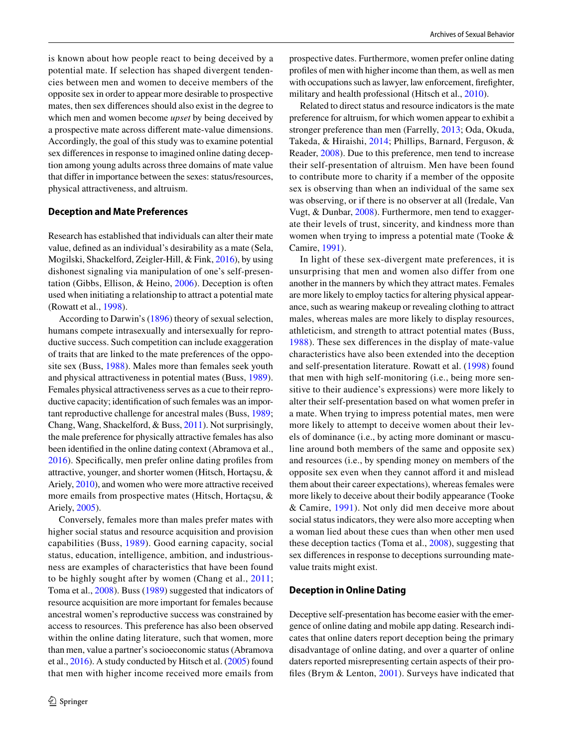is known about how people react to being deceived by a potential mate. If selection has shaped divergent tendencies between men and women to deceive members of the opposite sex in order to appear more desirable to prospective mates, then sex differences should also exist in the degree to which men and women become *upset* by being deceived by a prospective mate across different mate-value dimensions. Accordingly, the goal of this study was to examine potential sex differences in response to imagined online dating deception among young adults across three domains of mate value that differ in importance between the sexes: status/resources, physical attractiveness, and altruism.

## Deception and Mate Preferences

Research has established that individuals can alter their mate value, defined as an individual's desirability as a mate (Sela, Mogilski, Shackelford, Zeigler-Hill, & Fink, 2016), by using dishonest signaling via manipulation of one's self-presentation (Gibbs, Ellison, & Heino, 2006). Deception is often used when initiating a relationship to attract a potential mate (Rowatt et al., 1998).

According to Darwin's (1896) theory of sexual selection, humans compete intrasexually and intersexually for reproductive success. Such competition can include exaggeration of traits that are linked to the mate preferences of the opposite sex (Buss, 1988). Males more than females seek youth and physical attractiveness in potential mates (Buss, 1989). Females physical attractiveness serves as a cue to their reproductive capacity; identification of such females was an important reproductive challenge for ancestral males (Buss, 1989; Chang, Wang, Shackelford, & Buss, 2011). Not surprisingly, the male preference for physically attractive females has also been identified in the online dating context (Abramova et al., 2016). Specifically, men prefer online dating profiles from attractive, younger, and shorter women (Hitsch, Hortaçsu, & Ariely, 2010), and women who were more attractive received more emails from prospective mates (Hitsch, Hortaçsu, & Ariely, 2005).

Conversely, females more than males prefer mates with higher social status and resource acquisition and provision capabilities (Buss, 1989). Good earning capacity, social status, education, intelligence, ambition, and industriousness are examples of characteristics that have been found to be highly sought after by women (Chang et al., 2011; Toma et al., 2008). Buss (1989) suggested that indicators of resource acquisition are more important for females because ancestral women's reproductive success was constrained by access to resources. This preference has also been observed within the online dating literature, such that women, more than men, value a partner's socioeconomic status (Abramova et al., 2016). A study conducted by Hitsch et al. (2005) found that men with higher income received more emails from prospective dates. Furthermore, women prefer online dating profiles of men with higher income than them, as well as men with occupations such as lawyer, law enforcement, firefighter, military and health professional (Hitsch et al., 2010).

Related to direct status and resource indicators is the mate preference for altruism, for which women appear to exhibit a stronger preference than men (Farrelly, 2013; Oda, Okuda, Takeda, & Hiraishi, 2014; Phillips, Barnard, Ferguson, & Reader, 2008). Due to this preference, men tend to increase their self-presentation of altruism. Men have been found to contribute more to charity if a member of the opposite sex is observing than when an individual of the same sex was observing, or if there is no observer at all (Iredale, Van Vugt, & Dunbar, 2008). Furthermore, men tend to exaggerate their levels of trust, sincerity, and kindness more than women when trying to impress a potential mate (Tooke & Camire, 1991).

In light of these sex-divergent mate preferences, it is unsurprising that men and women also differ from one another in the manners by which they attract mates. Females are more likely to employ tactics for altering physical appearance, such as wearing makeup or revealing clothing to attract males, whereas males are more likely to display resources, athleticism, and strength to attract potential mates (Buss, 1988). These sex differences in the display of mate-value characteristics have also been extended into the deception and self-presentation literature. Rowatt et al. (1998) found that men with high self-monitoring (i.e., being more sensitive to their audience's expressions) were more likely to alter their self-presentation based on what women prefer in a mate. When trying to impress potential mates, men were more likely to attempt to deceive women about their levels of dominance (i.e., by acting more dominant or masculine around both members of the same and opposite sex) and resources (i.e., by spending money on members of the opposite sex even when they cannot afford it and mislead them about their career expectations), whereas females were more likely to deceive about their bodily appearance (Tooke & Camire, 1991). Not only did men deceive more about social status indicators, they were also more accepting when a woman lied about these cues than when other men used these deception tactics (Toma et al., 2008), suggesting that sex differences in response to deceptions surrounding mate-value traits might exist.

## Deception in Online Dating

Deceptive self-presentation has become easier with the emergence of online dating and mobile app dating. Research indicates that online daters report deception being the primary disadvantage of online dating, and over a quarter of online daters reported misrepresenting certain aspects of their profiles (Brym & Lenton, 2001). Surveys have indicated that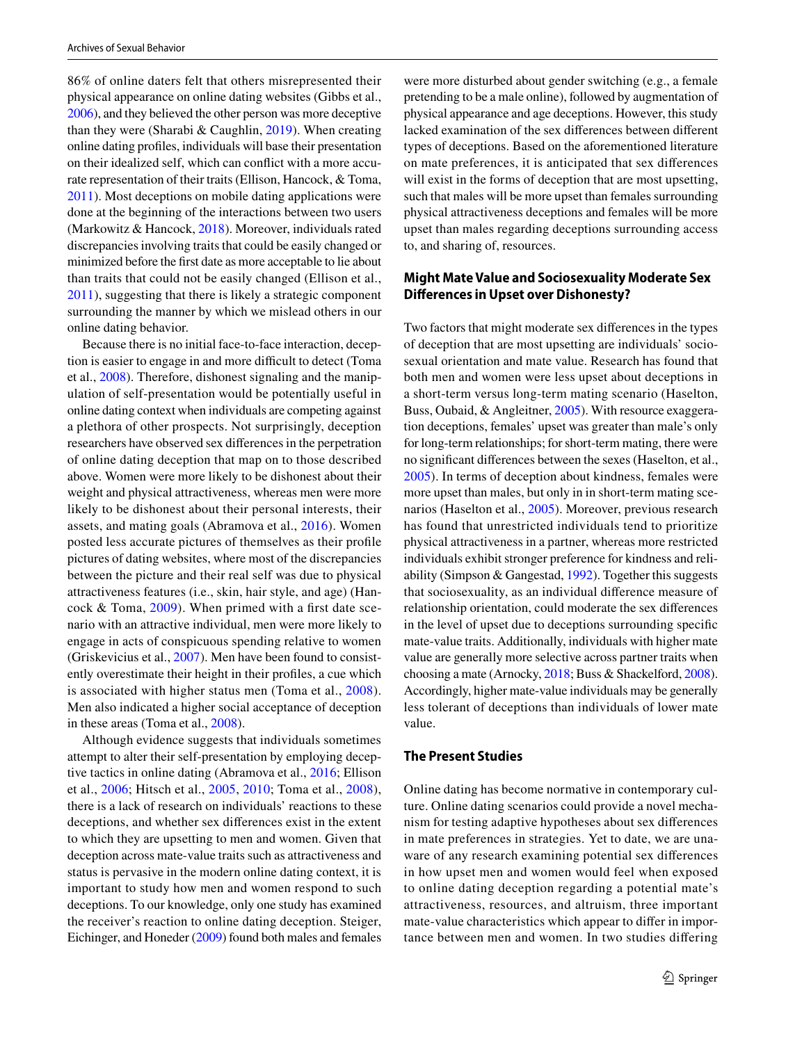86% of online daters felt that others misrepresented their physical appearance on online dating websites (Gibbs et al., 2006), and they believed the other person was more deceptive than they were (Sharabi & Caughlin, 2019). When creating online dating profiles, individuals will base their presentation on their idealized self, which can conflict with a more accurate representation of their traits (Ellison, Hancock, & Toma, 2011). Most deceptions on mobile dating applications were done at the beginning of the interactions between two users (Markowitz & Hancock, 2018). Moreover, individuals rated discrepancies involving traits that could be easily changed or minimized before the first date as more acceptable to lie about than traits that could not be easily changed (Ellison et al., 2011), suggesting that there is likely a strategic component surrounding the manner by which we mislead others in our online dating behavior.

Because there is no initial face-to-face interaction, deception is easier to engage in and more difficult to detect (Toma et al., 2008). Therefore, dishonest signaling and the manipulation of self-presentation would be potentially useful in online dating context when individuals are competing against a plethora of other prospects. Not surprisingly, deception researchers have observed sex differences in the perpetration of online dating deception that map on to those described above. Women were more likely to be dishonest about their weight and physical attractiveness, whereas men were more likely to be dishonest about their personal interests, their assets, and mating goals (Abramova et al., 2016). Women posted less accurate pictures of themselves as their profile pictures of dating websites, where most of the discrepancies between the picture and their real self was due to physical attractiveness features (i.e., skin, hair style, and age) (Hancock & Toma, 2009). When primed with a first date scenario with an attractive individual, men were more likely to engage in acts of conspicuous spending relative to women (Griskevicius et al., 2007). Men have been found to consistently overestimate their height in their profiles, a cue which is associated with higher status men (Toma et al., 2008). Men also indicated a higher social acceptance of deception in these areas (Toma et al., 2008).

Although evidence suggests that individuals sometimes attempt to alter their self-presentation by employing deceptive tactics in online dating (Abramova et al., 2016; Ellison et al., 2006; Hitsch et al., 2005, 2010; Toma et al., 2008), there is a lack of research on individuals' reactions to these deceptions, and whether sex differences exist in the extent to which they are upsetting to men and women. Given that deception across mate-value traits such as attractiveness and status is pervasive in the modern online dating context, it is important to study how men and women respond to such deceptions. To our knowledge, only one study has examined the receiver's reaction to online dating deception. Steiger, Eichinger, and Honeder (2009) found both males and females were more disturbed about gender switching (e.g., a female pretending to be a male online), followed by augmentation of physical appearance and age deceptions. However, this study lacked examination of the sex differences between different types of deceptions. Based on the aforementioned literature on mate preferences, it is anticipated that sex differences will exist in the forms of deception that are most upsetting, such that males will be more upset than females surrounding physical attractiveness deceptions and females will be more upset than males regarding deceptions surrounding access to, and sharing of, resources.

### Might Mate Value and Sociosexuality Moderate Sex Differences in Upset over Dishonesty?

Two factors that might moderate sex differences in the types of deception that are most upsetting are individuals' sociosexual orientation and mate value. Research has found that both men and women were less upset about deceptions in a short-term versus long-term mating scenario (Haselton, Buss, Oubaid, & Angleitner, 2005). With resource exaggeration deceptions, females' upset was greater than male's only for long-term relationships; for short-term mating, there were no significant differences between the sexes (Haselton, et al., 2005). In terms of deception about kindness, females were more upset than males, but only in in short-term mating scenarios (Haselton et al., 2005). Moreover, previous research has found that unrestricted individuals tend to prioritize physical attractiveness in a partner, whereas more restricted individuals exhibit stronger preference for kindness and reliability (Simpson & Gangestad, 1992). Together this suggests that sociosexuality, as an individual difference measure of relationship orientation, could moderate the sex differences in the level of upset due to deceptions surrounding specific mate-value traits. Additionally, individuals with higher mate value are generally more selective across partner traits when choosing a mate (Arnocky, 2018; Buss & Shackelford, 2008). Accordingly, higher mate-value individuals may be generally less tolerant of deceptions than individuals of lower mate value.

### The Present Studies

Online dating has become normative in contemporary culture. Online dating scenarios could provide a novel mechanism for testing adaptive hypotheses about sex differences in mate preferences in strategies. Yet to date, we are unaware of any research examining potential sex differences in how upset men and women would feel when exposed to online dating deception regarding a potential mate's attractiveness, resources, and altruism, three important mate-value characteristics which appear to differ in importance between men and women. In two studies differing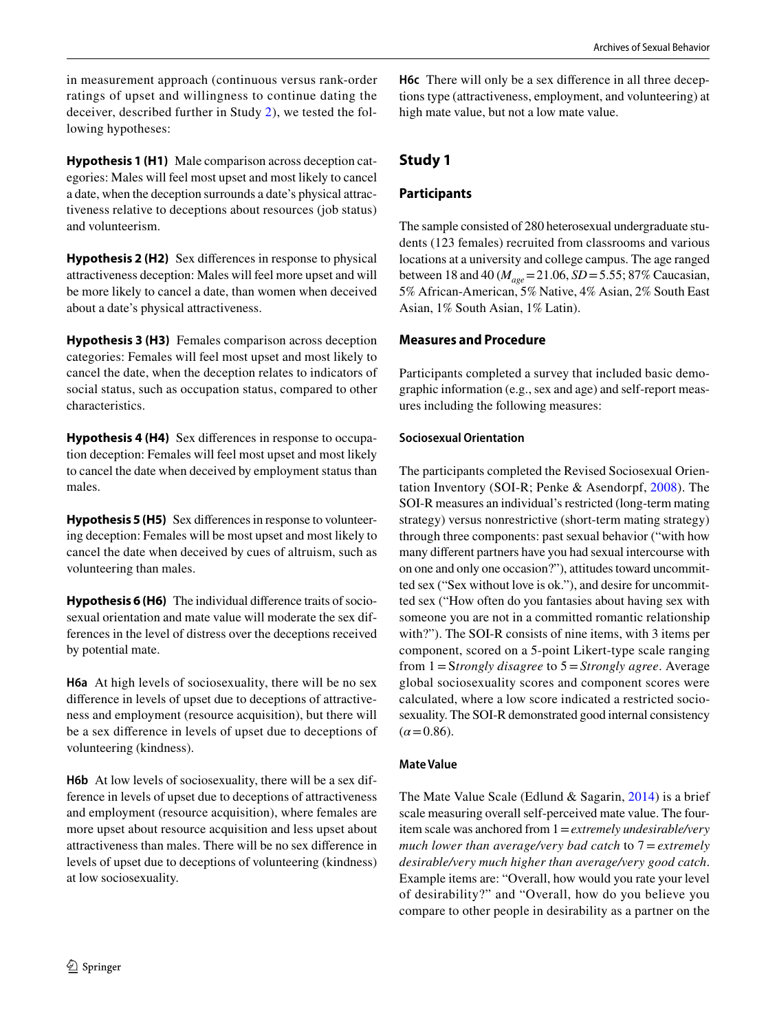in measurement approach (continuous versus rank-order ratings of upset and willingness to continue dating the deceiver, described further in Study 2), we tested the following hypotheses:

**Hypothesis 1 (H1)** Male comparison across deception categories: Males will feel most upset and most likely to cancel a date, when the deception surrounds a date's physical attractiveness relative to deceptions about resources (job status) and volunteerism.

**Hypothesis 2 (H2)** Sex differences in response to physical attractiveness deception: Males will feel more upset and will be more likely to cancel a date, than women when deceived about a date's physical attractiveness.

**Hypothesis 3 (H3)** Females comparison across deception categories: Females will feel most upset and most likely to cancel the date, when the deception relates to indicators of social status, such as occupation status, compared to other characteristics.

**Hypothesis 4 (H4)** Sex differences in response to occupation deception: Females will feel most upset and most likely to cancel the date when deceived by employment status than males.

**Hypothesis 5 (H5)** Sex differences in response to volunteering deception: Females will be most upset and most likely to cancel the date when deceived by cues of altruism, such as volunteering than males.

**Hypothesis 6 (H6)** The individual difference traits of sociosexual orientation and mate value will moderate the sex differences in the level of distress over the deceptions received by potential mate.

**H6a** At high levels of sociosexuality, there will be no sex difference in levels of upset due to deceptions of attractiveness and employment (resource acquisition), but there will be a sex difference in levels of upset due to deceptions of volunteering (kindness).

**H6b** At low levels of sociosexuality, there will be a sex difference in levels of upset due to deceptions of attractiveness and employment (resource acquisition), where females are more upset about resource acquisition and less upset about attractiveness than males. There will be no sex difference in levels of upset due to deceptions of volunteering (kindness) at low sociosexuality.

**H6c** There will only be a sex difference in all three deceptions type (attractiveness, employment, and volunteering) at high mate value, but not a low mate value.

## Study 1

### Participants

The sample consisted of 280 heterosexual undergraduate students (123 females) recruited from classrooms and various locations at a university and college campus. The age ranged between 18 and 40 ($M_{age}$ = 21.06, $SD$ = 5.55; 87% Caucasian, 5% African-American, 5% Native, 4% Asian, 2% South East Asian, 1% South Asian, 1% Latin).

### Measures and Procedure

Participants completed a survey that included basic demographic information (e.g., sex and age) and self-report measures including the following measures:

#### Sociosexual Orientation

The participants completed the Revised Sociosexual Orientation Inventory (SOI-R; Penke & Asendorpf, 2008). The SOI-R measures an individual's restricted (long-term mating strategy) versus nonrestrictive (short-term mating strategy) through three components: past sexual behavior ("with how many different partners have you had sexual intercourse with on one and only one occasion?"), attitudes toward uncommitted sex ("Sex without love is ok."), and desire for uncommitted sex ("How often do you fantasies about having sex with someone you are not in a committed romantic relationship with?"). The SOI-R consists of nine items, with 3 items per component, scored on a 5-point Likert-type scale ranging from 1 = S*trongly disagree* to 5 = *Strongly agree*. Average global sociosexuality scores and component scores were calculated, where a low score indicated a restricted sociosexuality. The SOI-R demonstrated good internal consistency ($\alpha$ = 0.86).

#### Mate Value

The Mate Value Scale (Edlund & Sagarin, 2014) is a brief scale measuring overall self-perceived mate value. The four-item scale was anchored from 1 = *extremely undesirable/very much lower than average/very bad catch* to 7 = *extremely desirable/very much higher than average/very good catch*. Example items are: "Overall, how would you rate your level of desirability?" and "Overall, how do you believe you compare to other people in desirability as a partner on the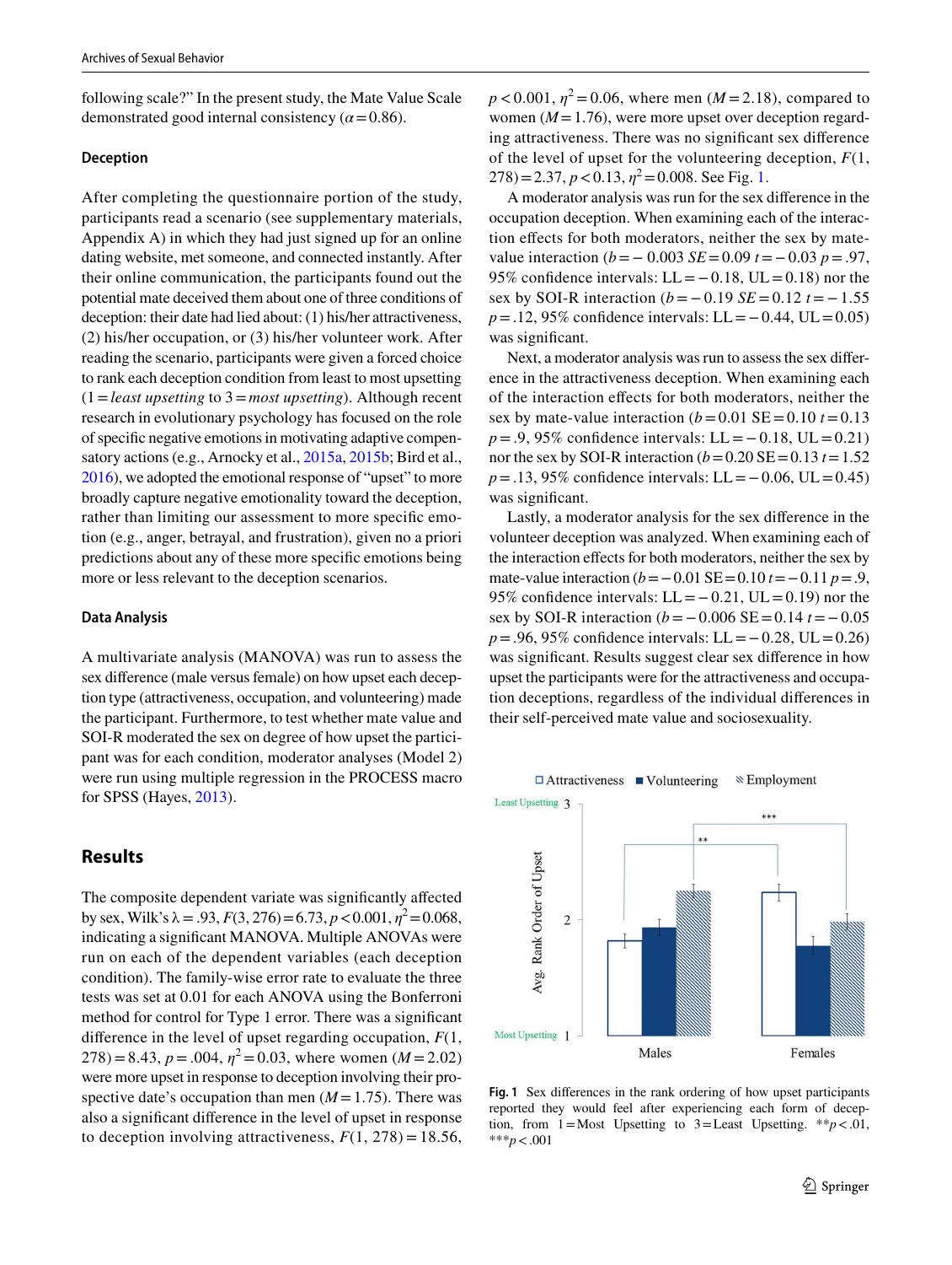following scale?" In the present study, the Mate Value Scale demonstrated good internal consistency ($\alpha = 0.86$).

### Deception

After completing the questionnaire portion of the study, participants read a scenario (see supplementary materials, Appendix A) in which they had just signed up for an online dating website, met someone, and connected instantly. After their online communication, the participants found out the potential mate deceived them about one of three conditions of deception: their date had lied about: (1) his/her attractiveness, (2) his/her occupation, or (3) his/her volunteer work. After reading the scenario, participants were given a forced choice to rank each deception condition from least to most upsetting (1 = *least upsetting* to 3 = *most upsetting*). Although recent research in evolutionary psychology has focused on the role of specific negative emotions in motivating adaptive compensatory actions (e.g., Arnocky et al., 2015a, 2015b; Bird et al., 2016), we adopted the emotional response of "upset" to more broadly capture negative emotionality toward the deception, rather than limiting our assessment to more specific emotion (e.g., anger, betrayal, and frustration), given no a priori predictions about any of these more specific emotions being more or less relevant to the deception scenarios.

### Data Analysis

A multivariate analysis (MANOVA) was run to assess the sex difference (male versus female) on how upset each deception type (attractiveness, occupation, and volunteering) made the participant. Furthermore, to test whether mate value and SOI-R moderated the sex on degree of how upset the participant was for each condition, moderator analyses (Model 2) were run using multiple regression in the PROCESS macro for SPSS (Hayes, 2013).

## Results

The composite dependent variate was significantly affected by sex, Wilk's $\lambda = .93$, $F(3, 276) = 6.73$, $p < 0.001$, $\eta^2 = 0.068$, indicating a significant MANOVA. Multiple ANOVAs were run on each of the dependent variables (each deception condition). The family-wise error rate to evaluate the three tests was set at 0.01 for each ANOVA using the Bonferroni method for control for Type 1 error. There was a significant difference in the level of upset regarding occupation, $F(1, 278) = 8.43$, $p = .004$, $\eta^2 = 0.03$, where women ($M = 2.02$) were more upset in response to deception involving their prospective date's occupation than men ($M = 1.75$). There was also a significant difference in the level of upset in response to deception involving attractiveness, $F(1, 278) = 18.56$, $p < 0.001$, $\eta^2 = 0.06$, where men ($M = 2.18$), compared to women ($M = 1.76$), were more upset over deception regarding attractiveness. There was no significant sex difference of the level of upset for the volunteering deception, $F(1, 278) = 2.37$, $p < 0.13$, $\eta^2 = 0.008$. See Fig. 1.

A moderator analysis was run for the sex difference in the occupation deception. When examining each of the interaction effects for both moderators, neither the sex by mate-value interaction ($b = -0.003$ $SE = 0.09$ $t = -0.03$ $p = .97$, 95% confidence intervals: LL = −0.18, UL = 0.18) nor the sex by SOI-R interaction ($b = -0.19$ $SE = 0.12$ $t = -1.55$ $p = .12$, 95% confidence intervals: LL = −0.44, UL = 0.05) was significant.

Next, a moderator analysis was run to assess the sex difference in the attractiveness deception. When examining each of the interaction effects for both moderators, neither the sex by mate-value interaction ($b = 0.01$ SE = 0.10 $t = 0.13$ $p = .9$, 95% confidence intervals: LL = −0.18, UL = 0.21) nor the sex by SOI-R interaction ($b = 0.20$ SE = 0.13 $t = 1.52$ $p = .13$, 95% confidence intervals: LL = −0.06, UL = 0.45) was significant.

Lastly, a moderator analysis for the sex difference in the volunteer deception was analyzed. When examining each of the interaction effects for both moderators, neither the sex by mate-value interaction ($b = -0.01$ SE = 0.10 $t = -0.11$ $p = .9$, 95% confidence intervals: LL = −0.21, UL = 0.19) nor the sex by SOI-R interaction ($b = -0.006$ SE = 0.14 $t = -0.05$ $p = .96$, 95% confidence intervals: LL = −0.28, UL = 0.26) was significant. Results suggest clear sex difference in how upset the participants were for the attractiveness and occupation deceptions, regardless of the individual differences in their self-perceived mate value and sociosexuality.

**Fig. 1** Sex differences in the rank ordering of how upset participants reported they would feel after experiencing each form of deception, from 1 = Most Upsetting to 3 = Least Upsetting. **$p < .01$, ***$p < .001$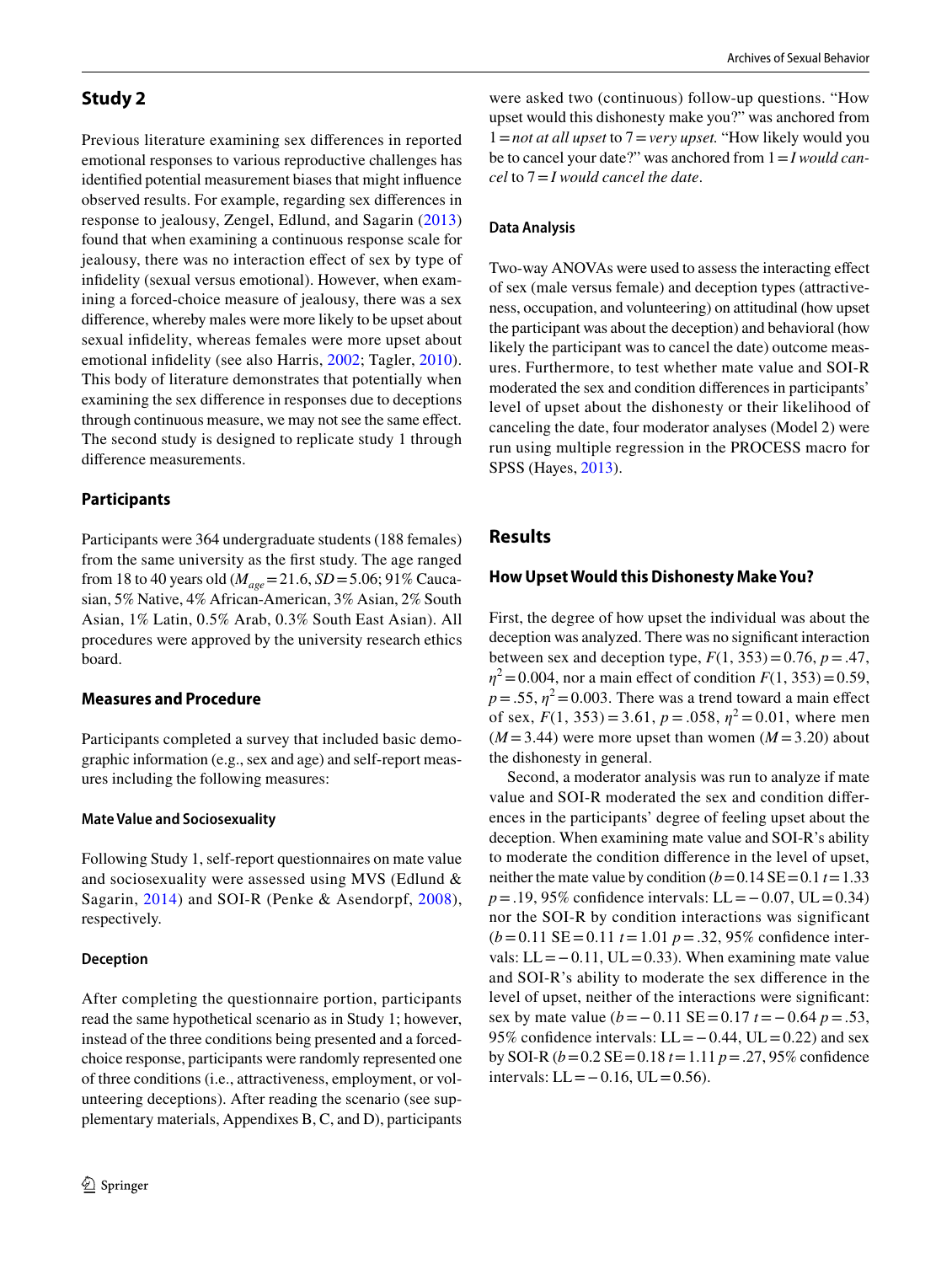## Study 2

Previous literature examining sex differences in reported emotional responses to various reproductive challenges has identified potential measurement biases that might influence observed results. For example, regarding sex differences in response to jealousy, Zengel, Edlund, and Sagarin (2013) found that when examining a continuous response scale for jealousy, there was no interaction effect of sex by type of infidelity (sexual versus emotional). However, when examining a forced-choice measure of jealousy, there was a sex difference, whereby males were more likely to be upset about sexual infidelity, whereas females were more upset about emotional infidelity (see also Harris, 2002; Tagler, 2010). This body of literature demonstrates that potentially when examining the sex difference in responses due to deceptions through continuous measure, we may not see the same effect. The second study is designed to replicate study 1 through difference measurements.

### Participants

Participants were 364 undergraduate students (188 females) from the same university as the first study. The age ranged from 18 to 40 years old ($M_{age}$ = 21.6, *SD* = 5.06; 91% Caucasian, 5% Native, 4% African-American, 3% Asian, 2% South Asian, 1% Latin, 0.5% Arab, 0.3% South East Asian). All procedures were approved by the university research ethics board.

### Measures and Procedure

Participants completed a survey that included basic demographic information (e.g., sex and age) and self-report measures including the following measures:

#### Mate Value and Sociosexuality

Following Study 1, self-report questionnaires on mate value and sociosexuality were assessed using MVS (Edlund & Sagarin, 2014) and SOI-R (Penke & Asendorpf, 2008), respectively.

#### Deception

After completing the questionnaire portion, participants read the same hypothetical scenario as in Study 1; however, instead of the three conditions being presented and a forced-choice response, participants were randomly represented one of three conditions (i.e., attractiveness, employment, or volunteering deceptions). After reading the scenario (see supplementary materials, Appendixes B, C, and D), participants were asked two (continuous) follow-up questions. "How upset would this dishonesty make you?" was anchored from 1 = *not at all upset* to 7 = *very upset*. "How likely would you be to cancel your date?" was anchored from 1 = *I would cancel* to 7 = *I would cancel the date*.

### Data Analysis

Two-way ANOVAs were used to assess the interacting effect of sex (male versus female) and deception types (attractiveness, occupation, and volunteering) on attitudinal (how upset the participant was about the deception) and behavioral (how likely the participant was to cancel the date) outcome measures. Furthermore, to test whether mate value and SOI-R moderated the sex and condition differences in participants' level of upset about the dishonesty or their likelihood of canceling the date, four moderator analyses (Model 2) were run using multiple regression in the PROCESS macro for SPSS (Hayes, 2013).

## Results

### How Upset Would this Dishonesty Make You?

First, the degree of how upset the individual was about the deception was analyzed. There was no significant interaction between sex and deception type, $F(1, 353) = 0.76$, $p = .47$, $\eta^2 = 0.004$, nor a main effect of condition $F(1, 353) = 0.59$, $p = .55$, $\eta^2 = 0.003$. There was a trend toward a main effect of sex, $F(1, 353) = 3.61$, $p = .058$, $\eta^2 = 0.01$, where men ($M = 3.44$) were more upset than women ($M = 3.20$) about the dishonesty in general.

Second, a moderator analysis was run to analyze if mate value and SOI-R moderated the sex and condition differences in the participants' degree of feeling upset about the deception. When examining mate value and SOI-R's ability to moderate the condition difference in the level of upset, neither the mate value by condition ($b = 0.14$ SE = 0.1 $t = 1.33$ $p = .19$, 95% confidence intervals: LL = −0.07, UL = 0.34) nor the SOI-R by condition interactions was significant ($b = 0.11$ SE = 0.11 $t = 1.01$ $p = .32$, 95% confidence intervals: LL = −0.11, UL = 0.33). When examining mate value and SOI-R's ability to moderate the sex difference in the level of upset, neither of the interactions were significant: sex by mate value ($b = -0.11$ SE = 0.17 $t = -0.64$ $p = .53$, 95% confidence intervals: LL = −0.44, UL = 0.22) and sex by SOI-R ($b = 0.2$ SE = 0.18 $t = 1.11$ $p = .27$, 95% confidence intervals: LL = −0.16, UL = 0.56).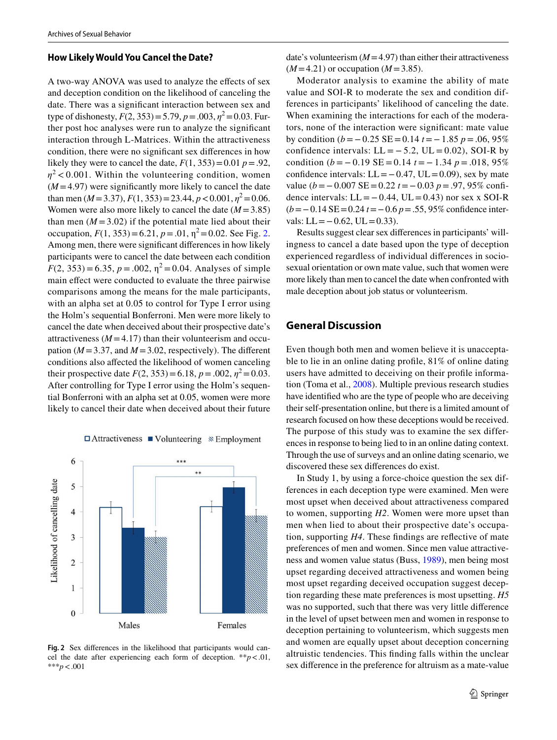### How Likely Would You Cancel the Date?

A two-way ANOVA was used to analyze the effects of sex and deception condition on the likelihood of canceling the date. There was a significant interaction between sex and type of dishonesty, $F(2, 353) = 5.79$, $p = .003$, $\eta^2 = 0.03$. Further post hoc analyses were run to analyze the significant interaction through L-Matrices. Within the attractiveness condition, there were no significant sex differences in how likely they were to cancel the date, $F(1, 353) = 0.01$ $p = .92$, $\eta^2 < 0.001$. Within the volunteering condition, women ($M = 4.97$) were significantly more likely to cancel the date than men ($M = 3.37$), $F(1, 353) = 23.44$, $p < 0.001$, $\eta^2 = 0.06$. Women were also more likely to cancel the date ($M = 3.85$) than men ($M = 3.02$) if the potential mate lied about their occupation, $F(1, 353) = 6.21$, $p = .01$, $\eta^2 = 0.02$. See Fig. 2. Among men, there were significant differences in how likely participants were to cancel the date between each condition $F(2, 353) = 6.35$, $p = .002$, $\eta^2 = 0.04$. Analyses of simple main effect were conducted to evaluate the three pairwise comparisons among the means for the male participants, with an alpha set at 0.05 to control for Type I error using the Holm's sequential Bonferroni. Men were more likely to cancel the date when deceived about their prospective date's attractiveness ($M = 4.17$) than their volunteerism and occupation ($M = 3.37$, and $M = 3.02$, respectively). The different conditions also affected the likelihood of women canceling their prospective date $F(2, 353) = 6.18$, $p = .002$, $\eta^2 = 0.03$. After controlling for Type I error using the Holm's sequential Bonferroni with an alpha set at 0.05, women were more likely to cancel their date when deceived about their future date's volunteerism ($M = 4.97$) than either their attractiveness ($M = 4.21$) or occupation ($M = 3.85$).

**Fig. 2** Sex differences in the likelihood that participants would cancel the date after experiencing each form of deception. $^{**}p < .01$, $^{***}p < .001$

Moderator analysis to examine the ability of mate value and SOI-R to moderate the sex and condition differences in participants' likelihood of canceling the date. When examining the interactions for each of the moderators, none of the interaction were significant: mate value by condition ($b = -0.25$ SE $= 0.14$ $t = -1.85$ $p = .06$, 95% confidence intervals: LL $= -5.2$, UL $= 0.02$), SOI-R by condition ($b = -0.19$ SE $= 0.14$ $t = -1.34$ $p = .018$, 95% confidence intervals: LL $= -0.47$, UL $= 0.09$), sex by mate value ($b = -0.007$ SE $= 0.22$ $t = -0.03$ $p = .97$, 95% confidence intervals: LL $= -0.44$, UL $= 0.43$) nor sex x SOI-R ($b = -0.14$ SE $= 0.24$ $t = -0.6$ $p = .55$, 95% confidence intervals: LL $= -0.62$, UL $= 0.33$).

Results suggest clear sex differences in participants' willingness to cancel a date based upon the type of deception experienced regardless of individual differences in sociosexual orientation or own mate value, such that women were more likely than men to cancel the date when confronted with male deception about job status or volunteerism.

## General Discussion

Even though both men and women believe it is unacceptable to lie in an online dating profile, 81% of online dating users have admitted to deceiving on their profile information (Toma et al., 2008). Multiple previous research studies have identified who are the type of people who are deceiving their self-presentation online, but there is a limited amount of research focused on how these deceptions would be received. The purpose of this study was to examine the sex differences in response to being lied to in an online dating context. Through the use of surveys and an online dating scenario, we discovered these sex differences do exist.

In Study 1, by using a force-choice question the sex differences in each deception type were examined. Men were most upset when deceived about attractiveness compared to women, supporting *H2*. Women were more upset than men when lied to about their prospective date's occupation, supporting *H4*. These findings are reflective of mate preferences of men and women. Since men value attractiveness and women value status (Buss, 1989), men being most upset regarding deceived attractiveness and women being most upset regarding deceived occupation suggest deception regarding these mate preferences is most upsetting. *H5* was no supported, such that there was very little difference in the level of upset between men and women in response to deception pertaining to volunteerism, which suggests men and women are equally upset about deception concerning altruistic tendencies. This finding falls within the unclear sex difference in the preference for altruism as a mate-value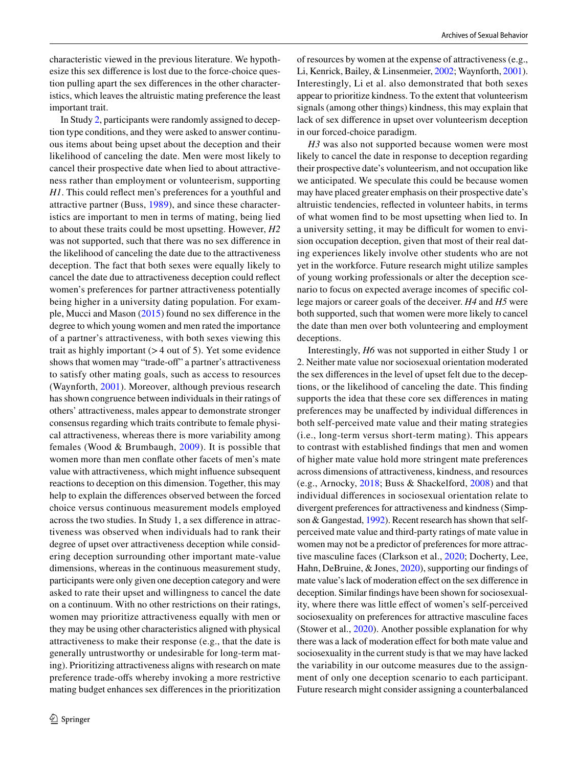characteristic viewed in the previous literature. We hypothesize this sex difference is lost due to the force-choice question pulling apart the sex differences in the other characteristics, which leaves the altruistic mating preference the least important trait.

In Study 2, participants were randomly assigned to deception type conditions, and they were asked to answer continuous items about being upset about the deception and their likelihood of canceling the date. Men were most likely to cancel their prospective date when lied to about attractiveness rather than employment or volunteerism, supporting *H1*. This could reflect men's preferences for a youthful and attractive partner (Buss, 1989), and since these characteristics are important to men in terms of mating, being lied to about these traits could be most upsetting. However, *H2* was not supported, such that there was no sex difference in the likelihood of canceling the date due to the attractiveness deception. The fact that both sexes were equally likely to cancel the date due to attractiveness deception could reflect women's preferences for partner attractiveness potentially being higher in a university dating population. For example, Mucci and Mason (2015) found no sex difference in the degree to which young women and men rated the importance of a partner's attractiveness, with both sexes viewing this trait as highly important (> 4 out of 5). Yet some evidence shows that women may "trade-off" a partner's attractiveness to satisfy other mating goals, such as access to resources (Waynforth, 2001). Moreover, although previous research has shown congruence between individuals in their ratings of others' attractiveness, males appear to demonstrate stronger consensus regarding which traits contribute to female physical attractiveness, whereas there is more variability among females (Wood & Brumbaugh, 2009). It is possible that women more than men conflate other facets of men's mate value with attractiveness, which might influence subsequent reactions to deception on this dimension. Together, this may help to explain the differences observed between the forced choice versus continuous measurement models employed across the two studies. In Study 1, a sex difference in attractiveness was observed when individuals had to rank their degree of upset over attractiveness deception while considering deception surrounding other important mate-value dimensions, whereas in the continuous measurement study, participants were only given one deception category and were asked to rate their upset and willingness to cancel the date on a continuum. With no other restrictions on their ratings, women may prioritize attractiveness equally with men or they may be using other characteristics aligned with physical attractiveness to make their response (e.g., that the date is generally untrustworthy or undesirable for long-term mating). Prioritizing attractiveness aligns with research on mate preference trade-offs whereby invoking a more restrictive mating budget enhances sex differences in the prioritization of resources by women at the expense of attractiveness (e.g., Li, Kenrick, Bailey, & Linsenmeier, 2002; Waynforth, 2001). Interestingly, Li et al. also demonstrated that both sexes appear to prioritize kindness. To the extent that volunteerism signals (among other things) kindness, this may explain that lack of sex difference in upset over volunteerism deception in our forced-choice paradigm.

*H3* was also not supported because women were most likely to cancel the date in response to deception regarding their prospective date's volunteerism, and not occupation like we anticipated. We speculate this could be because women may have placed greater emphasis on their prospective date's altruistic tendencies, reflected in volunteer habits, in terms of what women find to be most upsetting when lied to. In a university setting, it may be difficult for women to envision occupation deception, given that most of their real dating experiences likely involve other students who are not yet in the workforce. Future research might utilize samples of young working professionals or alter the deception scenario to focus on expected average incomes of specific college majors or career goals of the deceiver. *H4* and *H5* were both supported, such that women were more likely to cancel the date than men over both volunteering and employment deceptions.

Interestingly, *H6* was not supported in either Study 1 or 2. Neither mate value nor sociosexual orientation moderated the sex differences in the level of upset felt due to the deceptions, or the likelihood of canceling the date. This finding supports the idea that these core sex differences in mating preferences may be unaffected by individual differences in both self-perceived mate value and their mating strategies (i.e., long-term versus short-term mating). This appears to contrast with established findings that men and women of higher mate value hold more stringent mate preferences across dimensions of attractiveness, kindness, and resources (e.g., Arnocky, 2018; Buss & Shackelford, 2008) and that individual differences in sociosexual orientation relate to divergent preferences for attractiveness and kindness (Simpson & Gangestad, 1992). Recent research has shown that self-perceived mate value and third-party ratings of mate value in women may not be a predictor of preferences for more attractive masculine faces (Clarkson et al., 2020; Docherty, Lee, Hahn, DeBruine, & Jones, 2020), supporting our findings of mate value's lack of moderation effect on the sex difference in deception. Similar findings have been shown for sociosexuality, where there was little effect of women's self-perceived sociosexuality on preferences for attractive masculine faces (Stower et al., 2020). Another possible explanation for why there was a lack of moderation effect for both mate value and sociosexuality in the current study is that we may have lacked the variability in our outcome measures due to the assignment of only one deception scenario to each participant. Future research might consider assigning a counterbalanced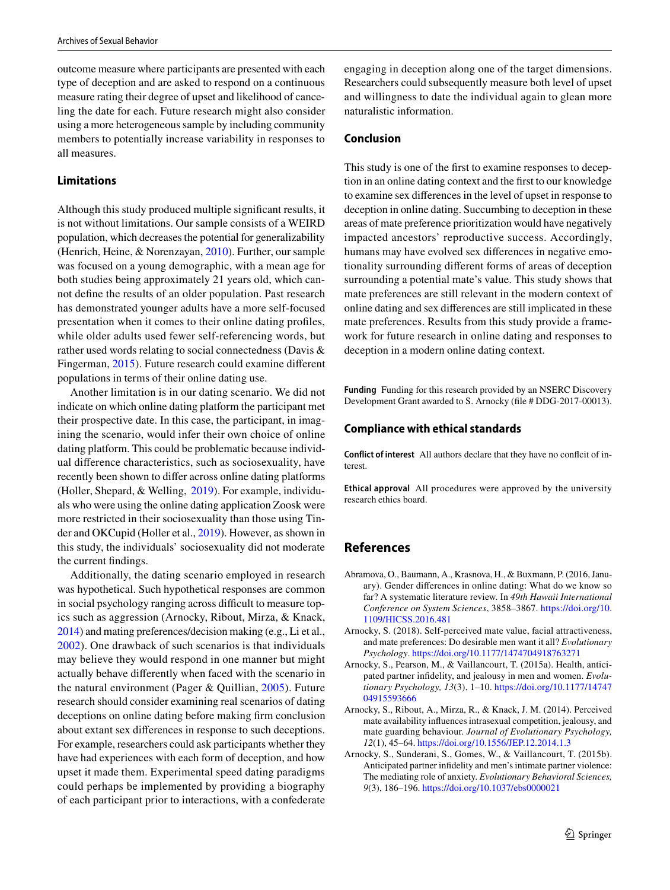outcome measure where participants are presented with each type of deception and are asked to respond on a continuous measure rating their degree of upset and likelihood of cancelling the date for each. Future research might also consider using a more heterogeneous sample by including community members to potentially increase variability in responses to all measures.

## Limitations

Although this study produced multiple significant results, it is not without limitations. Our sample consists of a WEIRD population, which decreases the potential for generalizability (Henrich, Heine, & Norenzayan, 2010). Further, our sample was focused on a young demographic, with a mean age for both studies being approximately 21 years old, which cannot define the results of an older population. Past research has demonstrated younger adults have a more self-focused presentation when it comes to their online dating profiles, while older adults used fewer self-referencing words, but rather used words relating to social connectedness (Davis & Fingerman, 2015). Future research could examine different populations in terms of their online dating use.

Another limitation is in our dating scenario. We did not indicate on which online dating platform the participant met their prospective date. In this case, the participant, in imagining the scenario, would infer their own choice of online dating platform. This could be problematic because individual difference characteristics, such as sociosexuality, have recently been shown to differ across online dating platforms (Holler, Shepard, & Welling, 2019). For example, individuals who were using the online dating application Zoosk were more restricted in their sociosexuality than those using Tinder and OKCupid (Holler et al., 2019). However, as shown in this study, the individuals' sociosexuality did not moderate the current findings.

Additionally, the dating scenario employed in research was hypothetical. Such hypothetical responses are common in social psychology ranging across difficult to measure topics such as aggression (Arnocky, Ribout, Mirza, & Knack, 2014) and mating preferences/decision making (e.g., Li et al., 2002). One drawback of such scenarios is that individuals may believe they would respond in one manner but might actually behave differently when faced with the scenario in the natural environment (Pager & Quillian, 2005). Future research should consider examining real scenarios of dating deceptions on online dating before making firm conclusion about extant sex differences in response to such deceptions. For example, researchers could ask participants whether they have had experiences with each form of deception, and how upset it made them. Experimental speed dating paradigms could perhaps be implemented by providing a biography of each participant prior to interactions, with a confederate engaging in deception along one of the target dimensions. Researchers could subsequently measure both level of upset and willingness to date the individual again to glean more naturalistic information.

## Conclusion

This study is one of the first to examine responses to deception in an online dating context and the first to our knowledge to examine sex differences in the level of upset in response to deception in online dating. Succumbing to deception in these areas of mate preference prioritization would have negatively impacted ancestors' reproductive success. Accordingly, humans may have evolved sex differences in negative emotionality surrounding different forms of areas of deception surrounding a potential mate's value. This study shows that mate preferences are still relevant in the modern context of online dating and sex differences are still implicated in these mate preferences. Results from this study provide a framework for future research in online dating and responses to deception in a modern online dating context.

**Funding** Funding for this research provided by an NSERC Discovery Development Grant awarded to S. Arnocky (file # DDG-2017-00013).

## Compliance with ethical standards

**Conflict of interest** All authors declare that they have no conflcit of interest.

**Ethical approval** All procedures were approved by the university research ethics board.

## References

Abramova, O., Baumann, A., Krasnova, H., & Buxmann, P. (2016, January). Gender differences in online dating: What do we know so far? A systematic literature review. In *49th Hawaii International Conference on System Sciences*, 3858–3867. https://doi.org/10.1109/HICSS.2016.481

Arnocky, S. (2018). Self-perceived mate value, facial attractiveness, and mate preferences: Do desirable men want it all? *Evolutionary Psychology*. https://doi.org/10.1177/1474704918763271

Arnocky, S., Pearson, M., & Vaillancourt, T. (2015a). Health, anticipated partner infidelity, and jealousy in men and women. *Evolutionary Psychology, 13*(3), 1–10. https://doi.org/10.1177/1474704915593666

Arnocky, S., Ribout, A., Mirza, R., & Knack, J. M. (2014). Perceived mate availability influences intrasexual competition, jealousy, and mate guarding behaviour. *Journal of Evolutionary Psychology, 12*(1), 45–64. https://doi.org/10.1556/JEP.12.2014.1.3

Arnocky, S., Sunderani, S., Gomes, W., & Vaillancourt, T. (2015b). Anticipated partner infidelity and men's intimate partner violence: The mediating role of anxiety. *Evolutionary Behavioral Sciences, 9*(3), 186–196. https://doi.org/10.1037/ebs0000021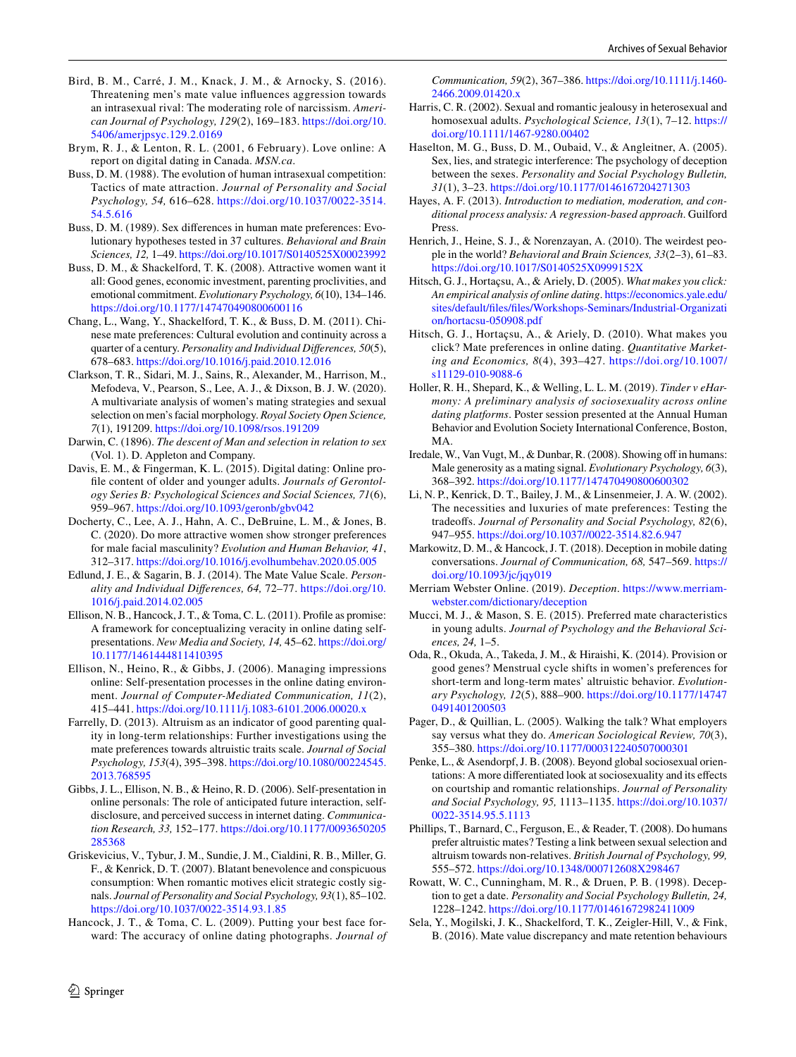Bird, B. M., Carré, J. M., Knack, J. M., & Arnocky, S. (2016). Threatening men's mate value influences aggression towards an intrasexual rival: The moderating role of narcissism. *American Journal of Psychology, 129*(2), 169–183. https://doi.org/10.5406/amerjpsyc.129.2.0169

Brym, R. J., & Lenton, R. L. (2001, 6 February). Love online: A report on digital dating in Canada. *MSN.ca*.

Buss, D. M. (1988). The evolution of human intrasexual competition: Tactics of mate attraction. *Journal of Personality and Social Psychology, 54,* 616–628. https://doi.org/10.1037/0022-3514.54.5.616

Buss, D. M. (1989). Sex differences in human mate preferences: Evolutionary hypotheses tested in 37 cultures. *Behavioral and Brain Sciences, 12,* 1–49. https://doi.org/10.1017/S0140525X00023992

Buss, D. M., & Shackelford, T. K. (2008). Attractive women want it all: Good genes, economic investment, parenting proclivities, and emotional commitment. *Evolutionary Psychology, 6*(10), 134–146. https://doi.org/10.1177/147470490800600116

Chang, L., Wang, Y., Shackelford, T. K., & Buss, D. M. (2011). Chinese mate preferences: Cultural evolution and continuity across a quarter of a century. *Personality and Individual Differences, 50*(5), 678–683. https://doi.org/10.1016/j.paid.2010.12.016

Clarkson, T. R., Sidari, M. J., Sains, R., Alexander, M., Harrison, M., Mefodeva, V., Pearson, S., Lee, A. J., & Dixson, B. J. W. (2020). A multivariate analysis of women's mating strategies and sexual selection on men's facial morphology. *Royal Society Open Science, 7*(1), 191209. https://doi.org/10.1098/rsos.191209

Darwin, C. (1896). *The descent of Man and selection in relation to sex* (Vol. 1). D. Appleton and Company.

Davis, E. M., & Fingerman, K. L. (2015). Digital dating: Online profile content of older and younger adults. *Journals of Gerontology Series B: Psychological Sciences and Social Sciences, 71*(6), 959–967. https://doi.org/10.1093/geronb/gbv042

Docherty, C., Lee, A. J., Hahn, A. C., DeBruine, L. M., & Jones, B. C. (2020). Do more attractive women show stronger preferences for male facial masculinity? *Evolution and Human Behavior, 41*, 312–317. https://doi.org/10.1016/j.evolhumbehav.2020.05.005

Edlund, J. E., & Sagarin, B. J. (2014). The Mate Value Scale. *Personality and Individual Differences, 64,* 72–77. https://doi.org/10.1016/j.paid.2014.02.005

Ellison, N. B., Hancock, J. T., & Toma, C. L. (2011). Profile as promise: A framework for conceptualizing veracity in online dating self-presentations. *New Media and Society, 14,* 45–62. https://doi.org/10.1177/1461444811410395

Ellison, N., Heino, R., & Gibbs, J. (2006). Managing impressions online: Self-presentation processes in the online dating environment. *Journal of Computer-Mediated Communication, 11*(2), 415–441. https://doi.org/10.1111/j.1083-6101.2006.00020.x

Farrelly, D. (2013). Altruism as an indicator of good parenting quality in long-term relationships: Further investigations using the mate preferences towards altruistic traits scale. *Journal of Social Psychology, 153*(4), 395–398. https://doi.org/10.1080/00224545.2013.768595

Gibbs, J. L., Ellison, N. B., & Heino, R. D. (2006). Self-presentation in online personals: The role of anticipated future interaction, self-disclosure, and perceived success in internet dating. *Communication Research, 33,* 152–177. https://doi.org/10.1177/0093650205285368

Griskevicius, V., Tybur, J. M., Sundie, J. M., Cialdini, R. B., Miller, G. F., & Kenrick, D. T. (2007). Blatant benevolence and conspicuous consumption: When romantic motives elicit strategic costly signals. *Journal of Personality and Social Psychology, 93*(1), 85–102. https://doi.org/10.1037/0022-3514.93.1.85

Hancock, J. T., & Toma, C. L. (2009). Putting your best face forward: The accuracy of online dating photographs. *Journal of Communication, 59*(2), 367–386. https://doi.org/10.1111/j.1460-2466.2009.01420.x

Harris, C. R. (2002). Sexual and romantic jealousy in heterosexual and homosexual adults. *Psychological Science, 13*(1), 7–12. https://doi.org/10.1111/1467-9280.00402

Haselton, M. G., Buss, D. M., Oubaid, V., & Angleitner, A. (2005). Sex, lies, and strategic interference: The psychology of deception between the sexes. *Personality and Social Psychology Bulletin, 31*(1), 3–23. https://doi.org/10.1177/0146167204271303

Hayes, A. F. (2013). *Introduction to mediation, moderation, and conditional process analysis: A regression-based approach*. Guilford Press.

Henrich, J., Heine, S. J., & Norenzayan, A. (2010). The weirdest people in the world? *Behavioral and Brain Sciences, 33*(2–3), 61–83. https://doi.org/10.1017/S0140525X0999152X

Hitsch, G. J., Hortaçsu, A., & Ariely, D. (2005). *What makes you click: An empirical analysis of online dating*. https://economics.yale.edu/sites/default/files/files/Workshops-Seminars/Industrial-Organization/hortacsu-050908.pdf

Hitsch, G. J., Hortaçsu, A., & Ariely, D. (2010). What makes you click? Mate preferences in online dating. *Quantitative Marketing and Economics, 8*(4), 393–427. https://doi.org/10.1007/s11129-010-9088-6

Holler, R. H., Shepard, K., & Welling, L. L. M. (2019). *Tinder v eHarmony: A preliminary analysis of sociosexuality across online dating platforms*. Poster session presented at the Annual Human Behavior and Evolution Society International Conference, Boston, MA.

Iredale, W., Van Vugt, M., & Dunbar, R. (2008). Showing off in humans: Male generosity as a mating signal. *Evolutionary Psychology, 6*(3), 368–392. https://doi.org/10.1177/147470490800600302

Li, N. P., Kenrick, D. T., Bailey, J. M., & Linsenmeier, J. A. W. (2002). The necessities and luxuries of mate preferences: Testing the tradeoffs. *Journal of Personality and Social Psychology, 82*(6), 947–955. https://doi.org/10.1037//0022-3514.82.6.947

Markowitz, D. M., & Hancock, J. T. (2018). Deception in mobile dating conversations. *Journal of Communication, 68,* 547–569. https://doi.org/10.1093/jc/jqy019

Merriam Webster Online. (2019). *Deception*. https://www.merriam-webster.com/dictionary/deception

Mucci, M. J., & Mason, S. E. (2015). Preferred mate characteristics in young adults. *Journal of Psychology and the Behavioral Sciences, 24,* 1–5.

Oda, R., Okuda, A., Takeda, J. M., & Hiraishi, K. (2014). Provision or good genes? Menstrual cycle shifts in women's preferences for short-term and long-term mates' altruistic behavior. *Evolutionary Psychology, 12*(5), 888–900. https://doi.org/10.1177/147470491401200503

Pager, D., & Quillian, L. (2005). Walking the talk? What employers say versus what they do. *American Sociological Review, 70*(3), 355–380. https://doi.org/10.1177/000312240507000301

Penke, L., & Asendorpf, J. B. (2008). Beyond global sociosexual orientations: A more differentiated look at sociosexuality and its effects on courtship and romantic relationships. *Journal of Personality and Social Psychology, 95,* 1113–1135. https://doi.org/10.1037/0022-3514.95.5.1113

Phillips, T., Barnard, C., Ferguson, E., & Reader, T. (2008). Do humans prefer altruistic mates? Testing a link between sexual selection and altruism towards non-relatives. *British Journal of Psychology, 99,* 555–572. https://doi.org/10.1348/000712608X298467

Rowatt, W. C., Cunningham, M. R., & Druen, P. B. (1998). Deception to get a date. *Personality and Social Psychology Bulletin, 24,* 1228–1242. https://doi.org/10.1177/01461672982411009

Sela, Y., Mogilski, J. K., Shackelford, T. K., Zeigler-Hill, V., & Fink, B. (2016). Mate value discrepancy and mate retention behaviours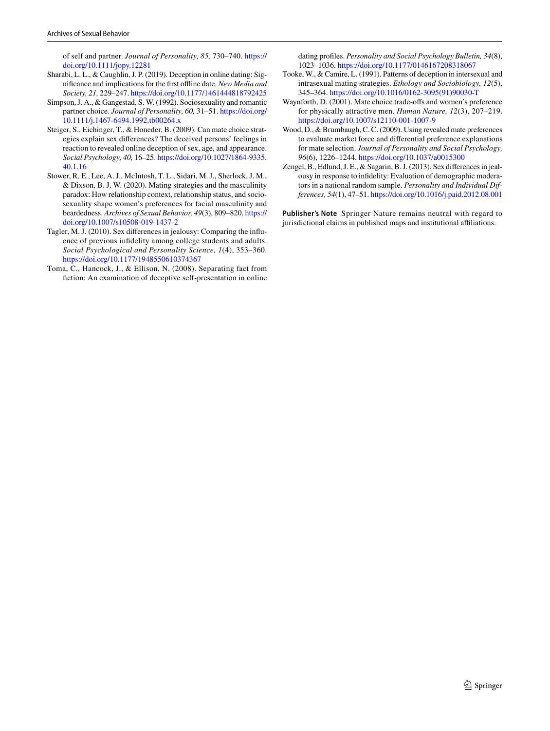of self and partner. *Journal of Personality, 85,* 730–740. https://doi.org/10.1111/jopy.12281

Sharabi, L. L., & Caughlin, J. P. (2019). Deception in online dating: Significance and implications for the first offline date. *New Media and Society, 21,* 229–247. https://doi.org/10.1177/1461444818792425

Simpson, J. A., & Gangestad, S. W. (1992). Sociosexuality and romantic partner choice. *Journal of Personality, 60,* 31–51. https://doi.org/10.1111/j.1467-6494.1992.tb00264.x

Steiger, S., Eichinger, T., & Honeder, B. (2009). Can mate choice strategies explain sex differences? The deceived persons' feelings in reaction to revealed online deception of sex, age, and appearance. *Social Psychology, 40,* 16–25. https://doi.org/10.1027/1864-9335.40.1.16

Stower, R. E., Lee, A. J., McIntosh, T. L., Sidari, M. J., Sherlock, J. M., & Dixson, B. J. W. (2020). Mating strategies and the masculinity paradox: How relationship context, relationship status, and sociosexuality shape women's preferences for facial masculinity and beardedness. *Archives of Sexual Behavior, 49*(3), 809–820. https://doi.org/10.1007/s10508-019-1437-2

Tagler, M. J. (2010). Sex differences in jealousy: Comparing the influence of previous infidelity among college students and adults. *Social Psychological and Personality Science, 1*(4), 353–360. https://doi.org/10.1177/1948550610374367

Toma, C., Hancock, J., & Ellison, N. (2008). Separating fact from fiction: An examination of deceptive self-presentation in online dating profiles. *Personality and Social Psychology Bulletin, 34*(8), 1023–1036. https://doi.org/10.1177/0146167208318067

Tooke, W., & Camire, L. (1991). Patterns of deception in intersexual and intrasexual mating strategies. *Ethology and Sociobiology, 12*(5), 345–364. https://doi.org/10.1016/0162-3095(91)90030-T

Waynforth, D. (2001). Mate choice trade-offs and women's preference for physically attractive men. *Human Nature, 12*(3), 207–219. https://doi.org/10.1007/s12110-001-1007-9

Wood, D., & Brumbaugh, C. C. (2009). Using revealed mate preferences to evaluate market force and differential preference explanations for mate selection. *Journal of Personality and Social Psychology, 96*(6), 1226–1244. https://doi.org/10.1037/a0015300

Zengel, B., Edlund, J. E., & Sagarin, B. J. (2013). Sex differences in jealousy in response to infidelity: Evaluation of demographic moderators in a national random sample. *Personality and Individual Differences, 54*(1), 47–51. https://doi.org/10.1016/j.paid.2012.08.001

**Publisher's Note** Springer Nature remains neutral with regard to jurisdictional claims in published maps and institutional affiliations.